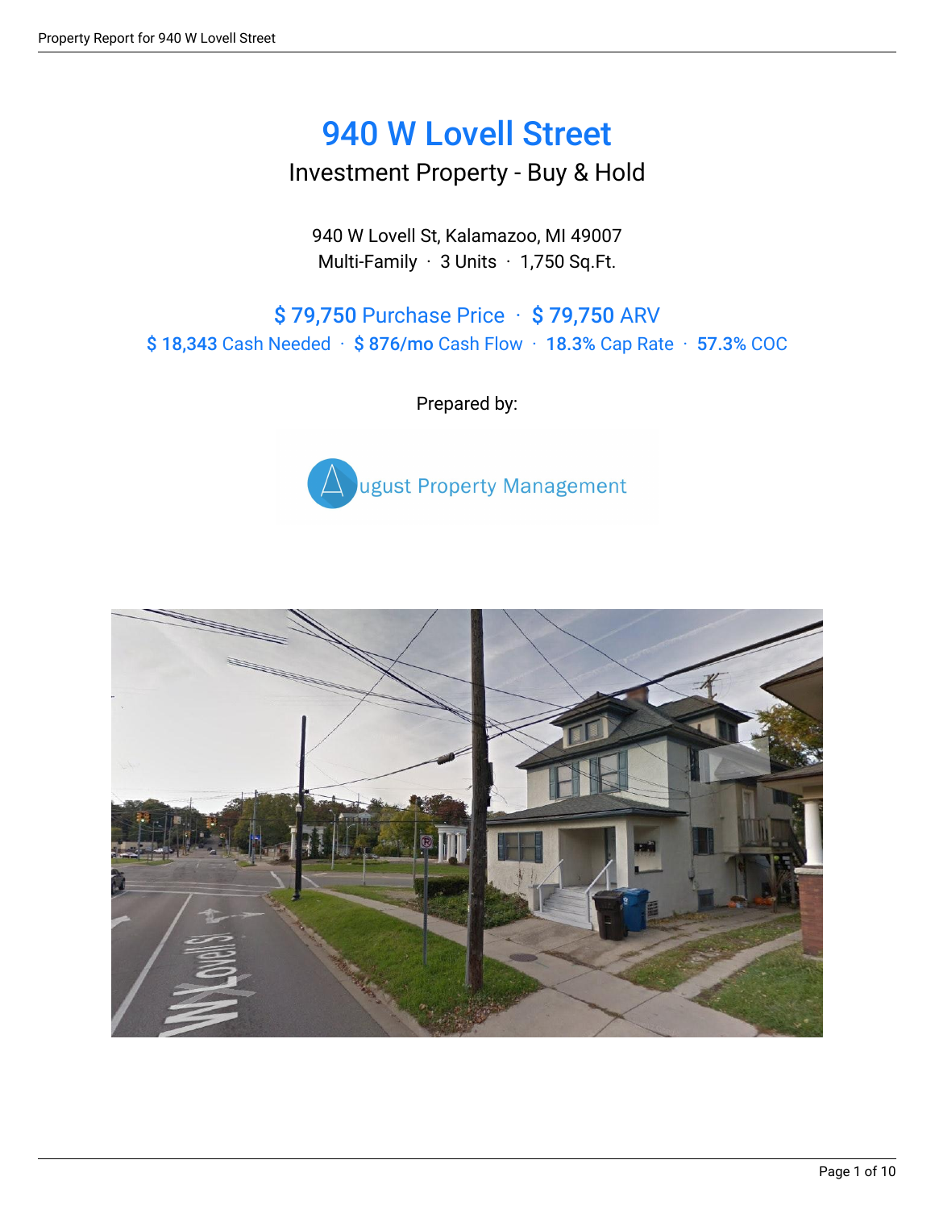# 940 W Lovell Street

## Investment Property - Buy & Hold

940 W Lovell St, Kalamazoo, MI 49007
Multi-Family · 3 Units · 1,750 Sq.Ft.

**$ 79,750** Purchase Price · **$ 79,750** ARV
**$ 18,343** Cash Needed · **$ 876/mo** Cash Flow · **18.3%** Cap Rate · **57.3%** COC

Prepared by:

ugust Property Management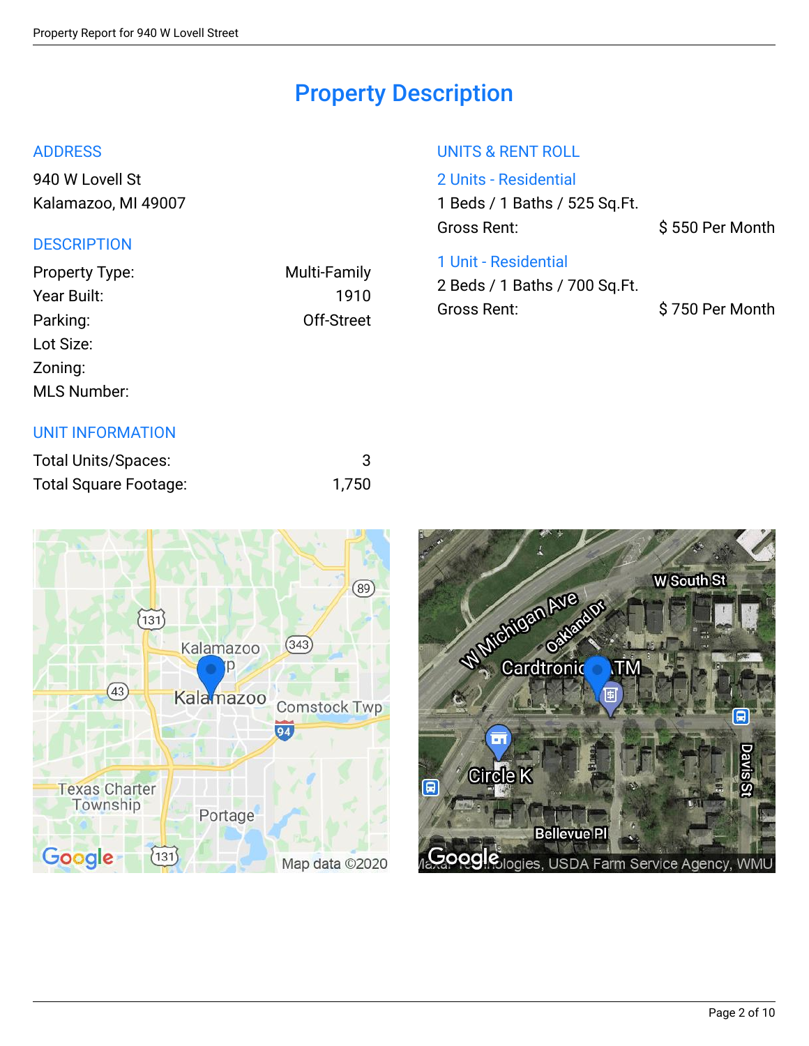# Property Description

## ADDRESS

940 W Lovell St
Kalamazoo, MI 49007

## DESCRIPTION

| | |
|---|---|
| Property Type: | Multi-Family |
| Year Built: | 1910 |
| Parking: | Off-Street |
| Lot Size: | |
| Zoning: | |
| MLS Number: | |

## UNIT INFORMATION

| | |
|---|---|
| Total Units/Spaces: | 3 |
| Total Square Footage: | 1,750 |

## UNITS & RENT ROLL

### 2 Units - Residential

1 Beds / 1 Baths / 525 Sq.Ft.

Gross Rent: $ 550 Per Month

### 1 Unit - Residential

2 Beds / 1 Baths / 700 Sq.Ft.

Gross Rent: $ 750 Per Month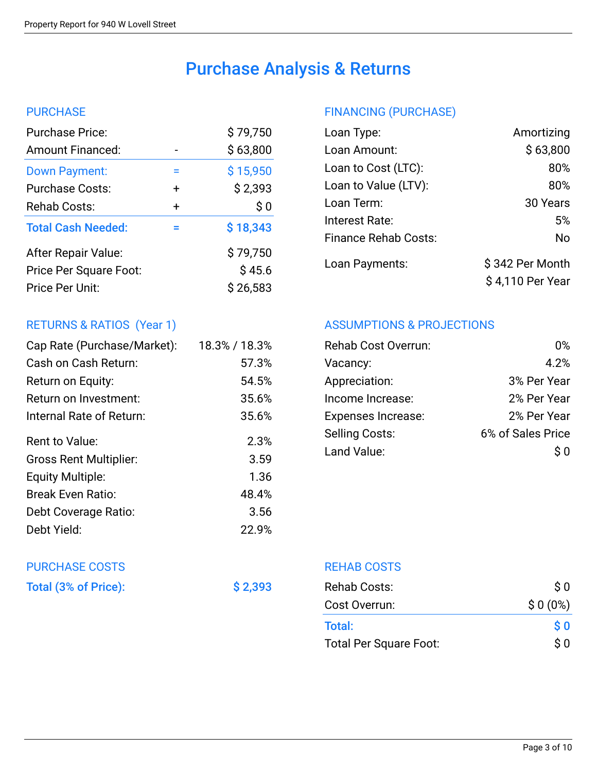# Purchase Analysis & Returns

## PURCHASE

| | | |
|---|---|---|
| Purchase Price: | | $ 79,750 |
| Amount Financed: | - | $ 63,800 |
| **Down Payment:** | = | **$ 15,950** |
| Purchase Costs: | + | $ 2,393 |
| Rehab Costs: | + | $ 0 |
| **Total Cash Needed:** | = | **$ 18,343** |
| After Repair Value: | | $ 79,750 |
| Price Per Square Foot: | | $ 45.6 |
| Price Per Unit: | | $ 26,583 |

## FINANCING (PURCHASE)

| | |
|---|---|
| Loan Type: | Amortizing |
| Loan Amount: | $ 63,800 |
| Loan to Cost (LTC): | 80% |
| Loan to Value (LTV): | 80% |
| Loan Term: | 30 Years |
| Interest Rate: | 5% |
| Finance Rehab Costs: | No |
| Loan Payments: | $ 342 Per Month |
| | $ 4,110 Per Year |

## RETURNS & RATIOS (Year 1)

| | |
|---|---|
| Cap Rate (Purchase/Market): | 18.3% / 18.3% |
| Cash on Cash Return: | 57.3% |
| Return on Equity: | 54.5% |
| Return on Investment: | 35.6% |
| Internal Rate of Return: | 35.6% |
| Rent to Value: | 2.3% |
| Gross Rent Multiplier: | 3.59 |
| Equity Multiple: | 1.36 |
| Break Even Ratio: | 48.4% |
| Debt Coverage Ratio: | 3.56 |
| Debt Yield: | 22.9% |

## ASSUMPTIONS & PROJECTIONS

| | |
|---|---|
| Rehab Cost Overrun: | 0% |
| Vacancy: | 4.2% |
| Appreciation: | 3% Per Year |
| Income Increase: | 2% Per Year |
| Expenses Increase: | 2% Per Year |
| Selling Costs: | 6% of Sales Price |
| Land Value: | $ 0 |

## PURCHASE COSTS

| | |
|---|---|
| **Total (3% of Price):** | **$ 2,393** |

## REHAB COSTS

| | |
|---|---|
| Rehab Costs: | $ 0 |
| Cost Overrun: | $ 0 (0%) |
| **Total:** | **$ 0** |
| Total Per Square Foot: | $ 0 |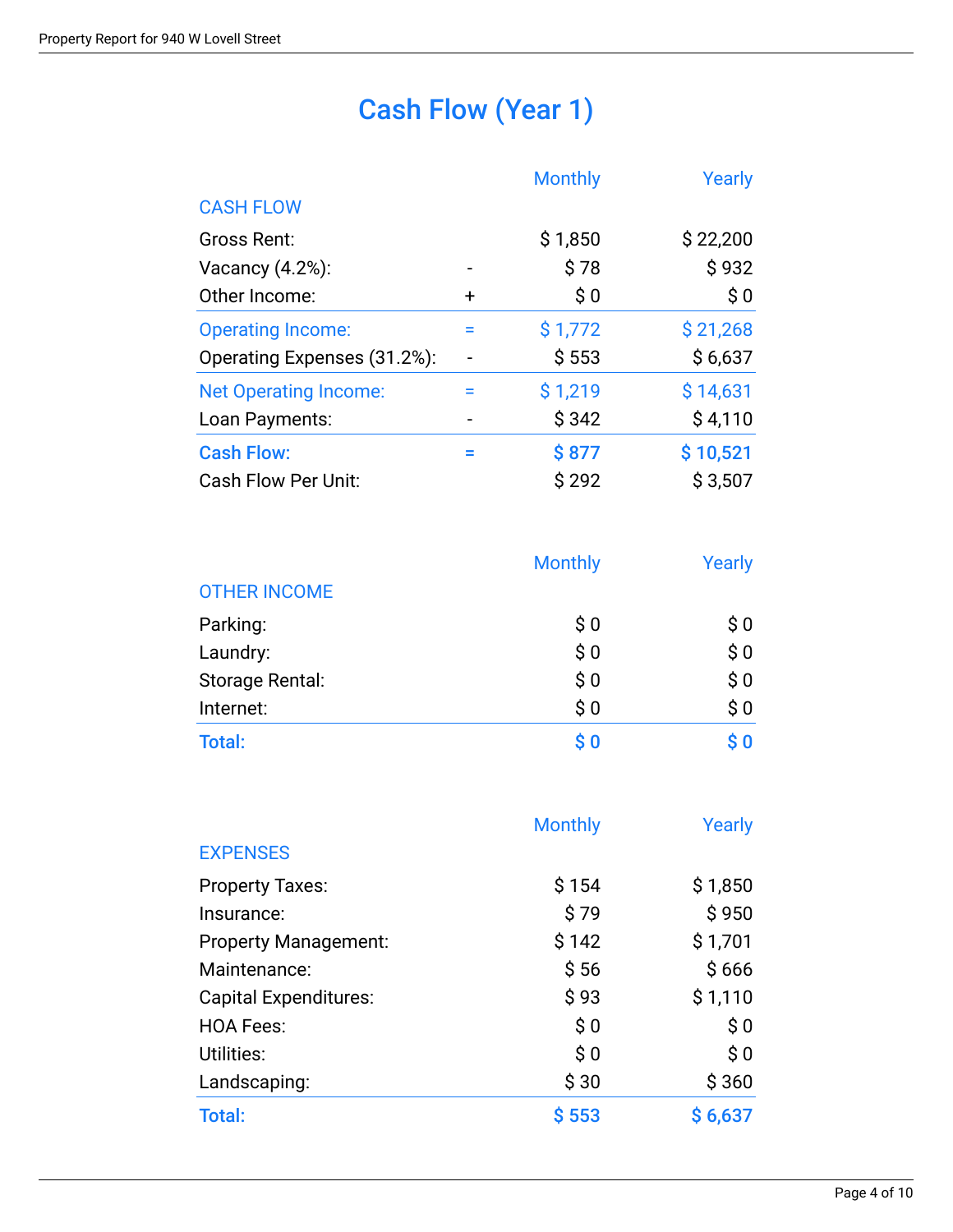# Cash Flow (Year 1)

| CASH FLOW | | Monthly | Yearly |
|---|---|---|---|
| Gross Rent: | | $ 1,850 | $ 22,200 |
| Vacancy (4.2%): | - | $ 78 | $ 932 |
| Other Income: | + | $ 0 | $ 0 |
| Operating Income: | = | $ 1,772 | $ 21,268 |
| Operating Expenses (31.2%): | - | $ 553 | $ 6,637 |
| Net Operating Income: | = | $ 1,219 | $ 14,631 |
| Loan Payments: | - | $ 342 | $ 4,110 |
| **Cash Flow:** | = | **$ 877** | **$ 10,521** |
| Cash Flow Per Unit: | | $ 292 | $ 3,507 |

| OTHER INCOME | Monthly | Yearly |
|---|---|---|
| Parking: | $ 0 | $ 0 |
| Laundry: | $ 0 | $ 0 |
| Storage Rental: | $ 0 | $ 0 |
| Internet: | $ 0 | $ 0 |
| **Total:** | **$ 0** | **$ 0** |

| EXPENSES | Monthly | Yearly |
|---|---|---|
| Property Taxes: | $ 154 | $ 1,850 |
| Insurance: | $ 79 | $ 950 |
| Property Management: | $ 142 | $ 1,701 |
| Maintenance: | $ 56 | $ 666 |
| Capital Expenditures: | $ 93 | $ 1,110 |
| HOA Fees: | $ 0 | $ 0 |
| Utilities: | $ 0 | $ 0 |
| Landscaping: | $ 30 | $ 360 |
| **Total:** | **$ 553** | **$ 6,637** |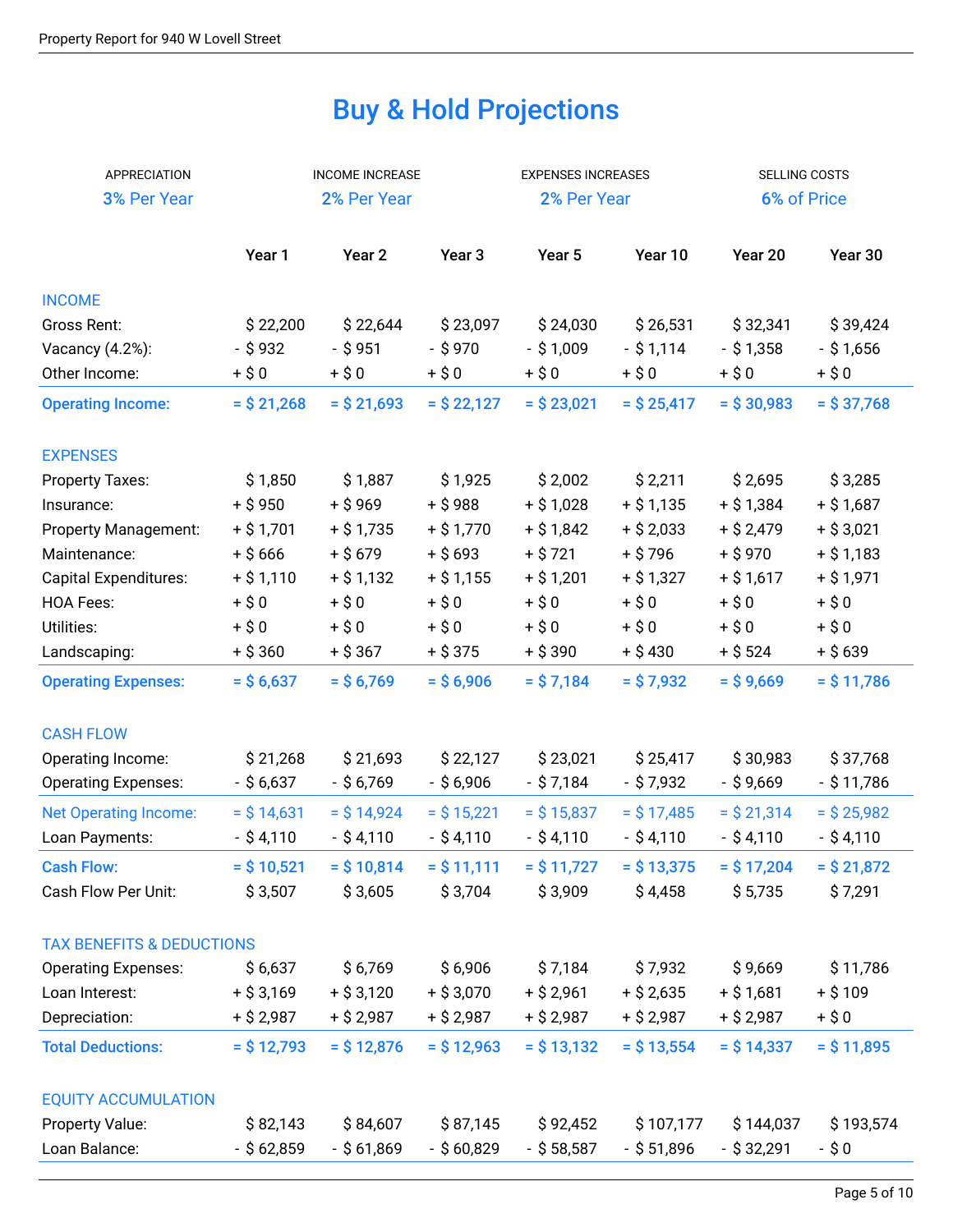# Buy & Hold Projections

| APPRECIATION | INCOME INCREASE | EXPENSES INCREASES | SELLING COSTS |
|---|---|---|---|
| 3% Per Year | 2% Per Year | 2% Per Year | 6% of Price |

| | Year 1 | Year 2 | Year 3 | Year 5 | Year 10 | Year 20 | Year 30 |
|---|---|---|---|---|---|---|---|
| **INCOME** | | | | | | | |
| Gross Rent: | $ 22,200 | $ 22,644 | $ 23,097 | $ 24,030 | $ 26,531 | $ 32,341 | $ 39,424 |
| Vacancy (4.2%): | - $ 932 | - $ 951 | - $ 970 | - $ 1,009 | - $ 1,114 | - $ 1,358 | - $ 1,656 |
| Other Income: | + $ 0 | + $ 0 | + $ 0 | + $ 0 | + $ 0 | + $ 0 | + $ 0 |
| **Operating Income:** | **= $ 21,268** | **= $ 21,693** | **= $ 22,127** | **= $ 23,021** | **= $ 25,417** | **= $ 30,983** | **= $ 37,768** |
| **EXPENSES** | | | | | | | |
| Property Taxes: | $ 1,850 | $ 1,887 | $ 1,925 | $ 2,002 | $ 2,211 | $ 2,695 | $ 3,285 |
| Insurance: | + $ 950 | + $ 969 | + $ 988 | + $ 1,028 | + $ 1,135 | + $ 1,384 | + $ 1,687 |
| Property Management: | + $ 1,701 | + $ 1,735 | + $ 1,770 | + $ 1,842 | + $ 2,033 | + $ 2,479 | + $ 3,021 |
| Maintenance: | + $ 666 | + $ 679 | + $ 693 | + $ 721 | + $ 796 | + $ 970 | + $ 1,183 |
| Capital Expenditures: | + $ 1,110 | + $ 1,132 | + $ 1,155 | + $ 1,201 | + $ 1,327 | + $ 1,617 | + $ 1,971 |
| HOA Fees: | + $ 0 | + $ 0 | + $ 0 | + $ 0 | + $ 0 | + $ 0 | + $ 0 |
| Utilities: | + $ 0 | + $ 0 | + $ 0 | + $ 0 | + $ 0 | + $ 0 | + $ 0 |
| Landscaping: | + $ 360 | + $ 367 | + $ 375 | + $ 390 | + $ 430 | + $ 524 | + $ 639 |
| **Operating Expenses:** | **= $ 6,637** | **= $ 6,769** | **= $ 6,906** | **= $ 7,184** | **= $ 7,932** | **= $ 9,669** | **= $ 11,786** |
| **CASH FLOW** | | | | | | | |
| Operating Income: | $ 21,268 | $ 21,693 | $ 22,127 | $ 23,021 | $ 25,417 | $ 30,983 | $ 37,768 |
| Operating Expenses: | - $ 6,637 | - $ 6,769 | - $ 6,906 | - $ 7,184 | - $ 7,932 | - $ 9,669 | - $ 11,786 |
| Net Operating Income: | = $ 14,631 | = $ 14,924 | = $ 15,221 | = $ 15,837 | = $ 17,485 | = $ 21,314 | = $ 25,982 |
| Loan Payments: | - $ 4,110 | - $ 4,110 | - $ 4,110 | - $ 4,110 | - $ 4,110 | - $ 4,110 | - $ 4,110 |
| **Cash Flow:** | **= $ 10,521** | **= $ 10,814** | **= $ 11,111** | **= $ 11,727** | **= $ 13,375** | **= $ 17,204** | **= $ 21,872** |
| Cash Flow Per Unit: | $ 3,507 | $ 3,605 | $ 3,704 | $ 3,909 | $ 4,458 | $ 5,735 | $ 7,291 |
| **TAX BENEFITS & DEDUCTIONS** | | | | | | | |
| Operating Expenses: | $ 6,637 | $ 6,769 | $ 6,906 | $ 7,184 | $ 7,932 | $ 9,669 | $ 11,786 |
| Loan Interest: | + $ 3,169 | + $ 3,120 | + $ 3,070 | + $ 2,961 | + $ 2,635 | + $ 1,681 | + $ 109 |
| Depreciation: | + $ 2,987 | + $ 2,987 | + $ 2,987 | + $ 2,987 | + $ 2,987 | + $ 2,987 | + $ 0 |
| **Total Deductions:** | **= $ 12,793** | **= $ 12,876** | **= $ 12,963** | **= $ 13,132** | **= $ 13,554** | **= $ 14,337** | **= $ 11,895** |
| **EQUITY ACCUMULATION** | | | | | | | |
| Property Value: | $ 82,143 | $ 84,607 | $ 87,145 | $ 92,452 | $ 107,177 | $ 144,037 | $ 193,574 |
| Loan Balance: | - $ 62,859 | - $ 61,869 | - $ 60,829 | - $ 58,587 | - $ 51,896 | - $ 32,291 | - $ 0 |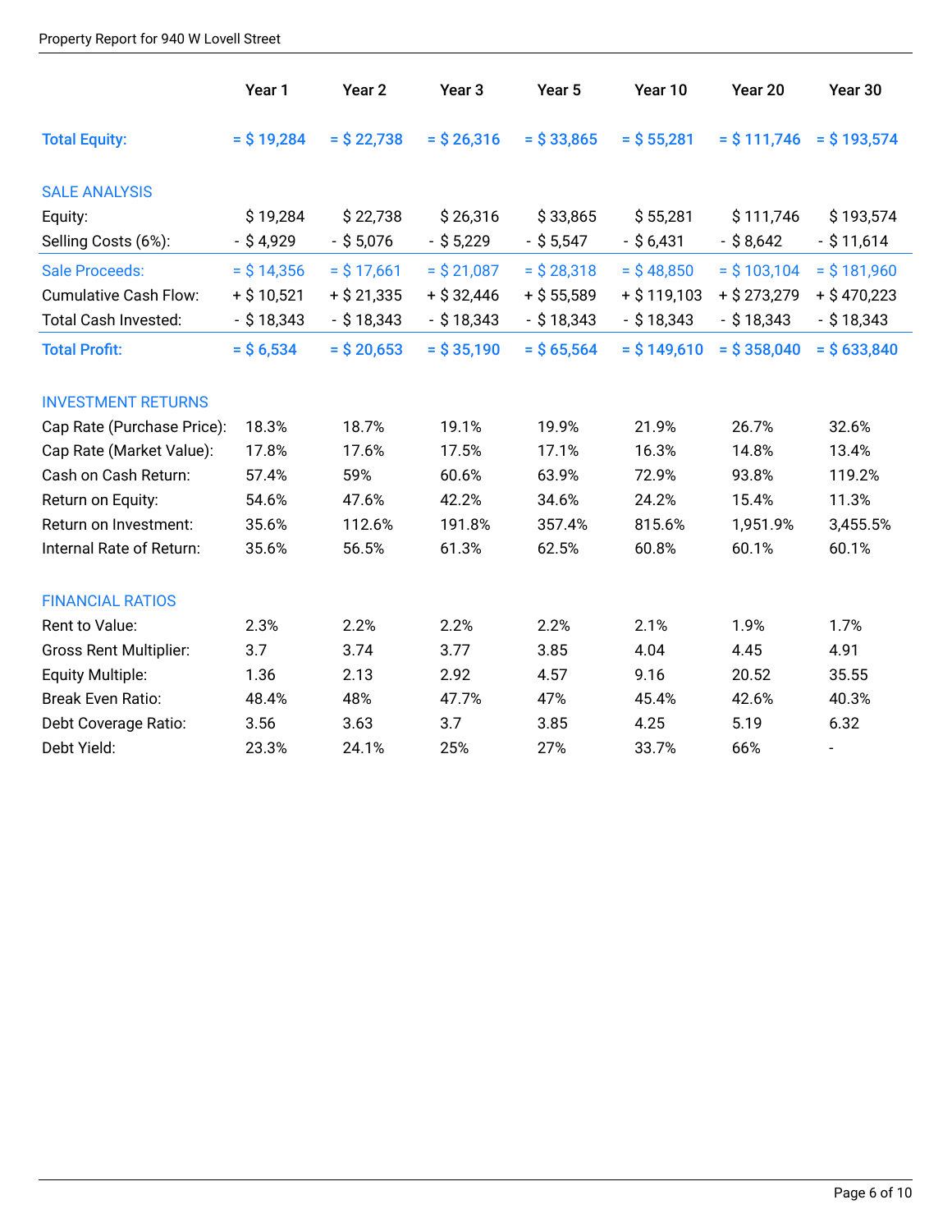| | Year 1 | Year 2 | Year 3 | Year 5 | Year 10 | Year 20 | Year 30 |
|---|---|---|---|---|---|---|---|
| **Total Equity:** | **= $ 19,284** | **= $ 22,738** | **= $ 26,316** | **= $ 33,865** | **= $ 55,281** | **= $ 111,746** | **= $ 193,574** |
| SALE ANALYSIS | | | | | | | |
| Equity: | $ 19,284 | $ 22,738 | $ 26,316 | $ 33,865 | $ 55,281 | $ 111,746 | $ 193,574 |
| Selling Costs (6%): | - $ 4,929 | - $ 5,076 | - $ 5,229 | - $ 5,547 | - $ 6,431 | - $ 8,642 | - $ 11,614 |
| Sale Proceeds: | = $ 14,356 | = $ 17,661 | = $ 21,087 | = $ 28,318 | = $ 48,850 | = $ 103,104 | = $ 181,960 |
| Cumulative Cash Flow: | + $ 10,521 | + $ 21,335 | + $ 32,446 | + $ 55,589 | + $ 119,103 | + $ 273,279 | + $ 470,223 |
| Total Cash Invested: | - $ 18,343 | - $ 18,343 | - $ 18,343 | - $ 18,343 | - $ 18,343 | - $ 18,343 | - $ 18,343 |
| **Total Profit:** | **= $ 6,534** | **= $ 20,653** | **= $ 35,190** | **= $ 65,564** | **= $ 149,610** | **= $ 358,040** | **= $ 633,840** |
| INVESTMENT RETURNS | | | | | | | |
| Cap Rate (Purchase Price): | 18.3% | 18.7% | 19.1% | 19.9% | 21.9% | 26.7% | 32.6% |
| Cap Rate (Market Value): | 17.8% | 17.6% | 17.5% | 17.1% | 16.3% | 14.8% | 13.4% |
| Cash on Cash Return: | 57.4% | 59% | 60.6% | 63.9% | 72.9% | 93.8% | 119.2% |
| Return on Equity: | 54.6% | 47.6% | 42.2% | 34.6% | 24.2% | 15.4% | 11.3% |
| Return on Investment: | 35.6% | 112.6% | 191.8% | 357.4% | 815.6% | 1,951.9% | 3,455.5% |
| Internal Rate of Return: | 35.6% | 56.5% | 61.3% | 62.5% | 60.8% | 60.1% | 60.1% |
| FINANCIAL RATIOS | | | | | | | |
| Rent to Value: | 2.3% | 2.2% | 2.2% | 2.2% | 2.1% | 1.9% | 1.7% |
| Gross Rent Multiplier: | 3.7 | 3.74 | 3.77 | 3.85 | 4.04 | 4.45 | 4.91 |
| Equity Multiple: | 1.36 | 2.13 | 2.92 | 4.57 | 9.16 | 20.52 | 35.55 |
| Break Even Ratio: | 48.4% | 48% | 47.7% | 47% | 45.4% | 42.6% | 40.3% |
| Debt Coverage Ratio: | 3.56 | 3.63 | 3.7 | 3.85 | 4.25 | 5.19 | 6.32 |
| Debt Yield: | 23.3% | 24.1% | 25% | 27% | 33.7% | 66% | - |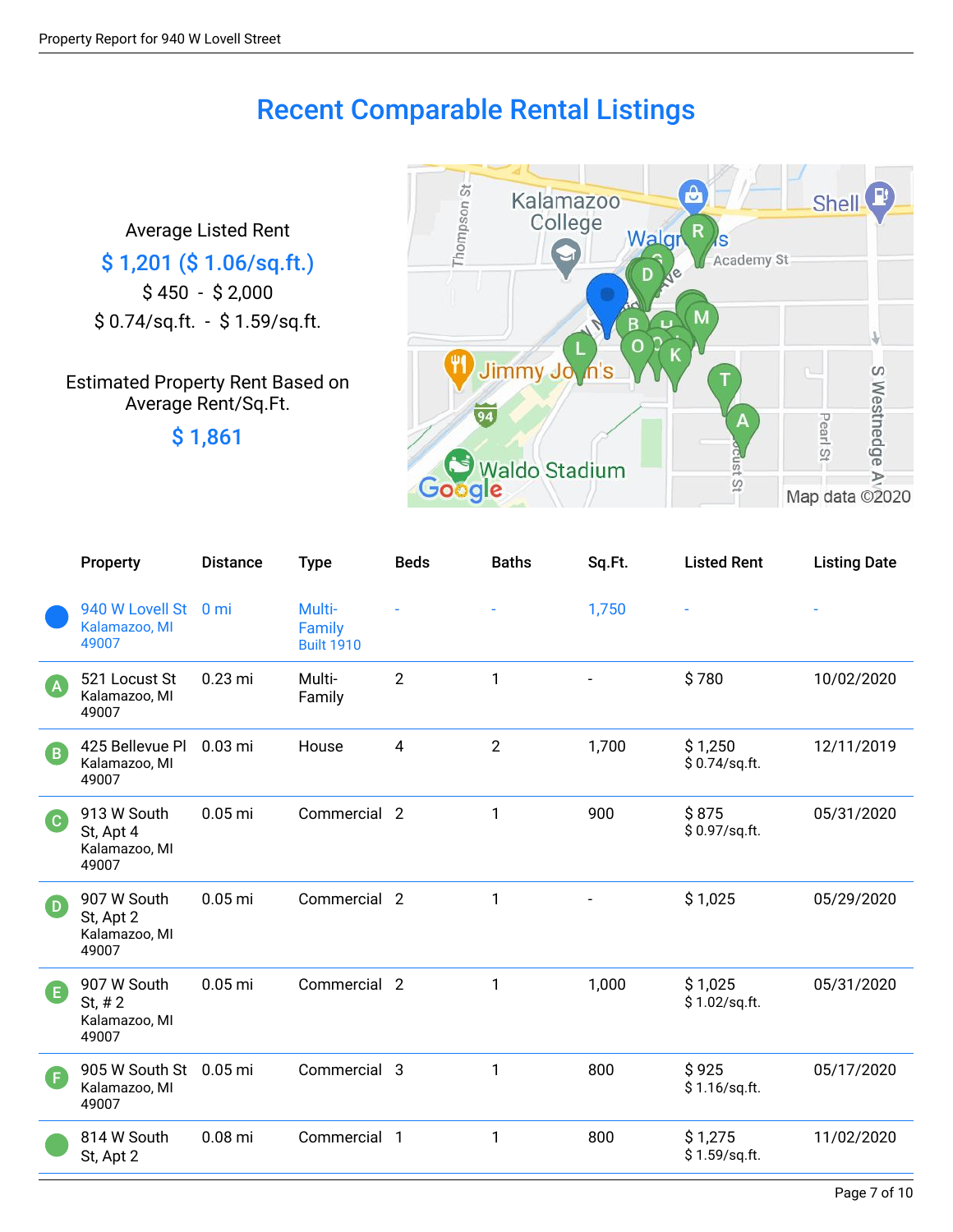# Recent Comparable Rental Listings

Average Listed Rent

**$ 1,201 ($ 1.06/sq.ft.)**

$ 450 - $ 2,000

$ 0.74/sq.ft. - $ 1.59/sq.ft.

Estimated Property Rent Based on Average Rent/Sq.Ft.

**$ 1,861**

| | Property | Distance | Type | Beds | Baths | Sq.Ft. | Listed Rent | Listing Date |
|---|---|---|---|---|---|---|---|---|
| | 940 W Lovell St Kalamazoo, MI 49007 | 0 mi | Multi-Family Built 1910 | - | - | 1,750 | - | - |
| A | 521 Locust St Kalamazoo, MI 49007 | 0.23 mi | Multi-Family | 2 | 1 | - | $ 780 | 10/02/2020 |
| B | 425 Bellevue Pl Kalamazoo, MI 49007 | 0.03 mi | House | 4 | 2 | 1,700 | $ 1,250 $ 0.74/sq.ft. | 12/11/2019 |
| C | 913 W South St, Apt 4 Kalamazoo, MI 49007 | 0.05 mi | Commercial | 2 | 1 | 900 | $ 875 $ 0.97/sq.ft. | 05/31/2020 |
| D | 907 W South St, Apt 2 Kalamazoo, MI 49007 | 0.05 mi | Commercial | 2 | 1 | - | $ 1,025 | 05/29/2020 |
| E | 907 W South St, # 2 Kalamazoo, MI 49007 | 0.05 mi | Commercial | 2 | 1 | 1,000 | $ 1,025 $ 1.02/sq.ft. | 05/31/2020 |
| F | 905 W South St Kalamazoo, MI 49007 | 0.05 mi | Commercial | 3 | 1 | 800 | $ 925 $ 1.16/sq.ft. | 05/17/2020 |
| | 814 W South St, Apt 2 | 0.08 mi | Commercial | 1 | 1 | 800 | $ 1,275 $ 1.59/sq.ft. | 11/02/2020 |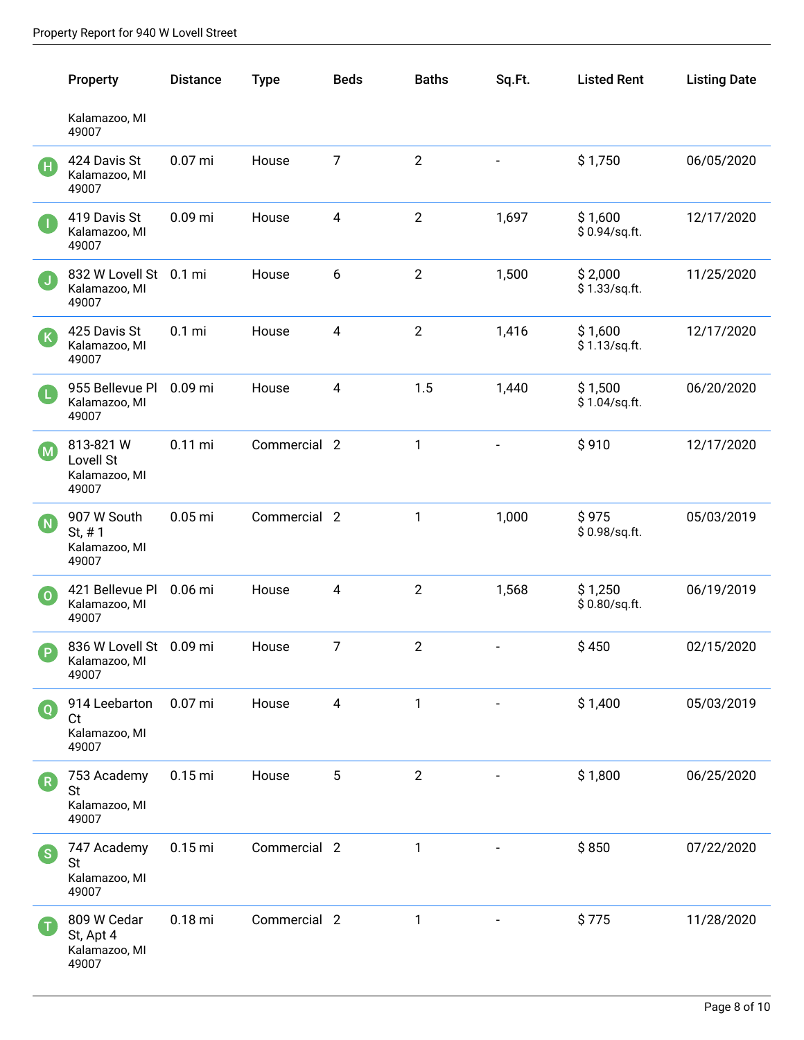| | Property | Distance | Type | Beds | Baths | Sq.Ft. | Listed Rent | Listing Date |
|---|---|---|---|---|---|---|---|---|
| | Kalamazoo, MI 49007 | | | | | | | |
| H | 424 Davis St Kalamazoo, MI 49007 | 0.07 mi | House | 7 | 2 | - | $ 1,750 | 06/05/2020 |
| I | 419 Davis St Kalamazoo, MI 49007 | 0.09 mi | House | 4 | 2 | 1,697 | $ 1,600 $ 0.94/sq.ft. | 12/17/2020 |
| J | 832 W Lovell St Kalamazoo, MI 49007 | 0.1 mi | House | 6 | 2 | 1,500 | $ 2,000 $ 1.33/sq.ft. | 11/25/2020 |
| K | 425 Davis St Kalamazoo, MI 49007 | 0.1 mi | House | 4 | 2 | 1,416 | $ 1,600 $ 1.13/sq.ft. | 12/17/2020 |
| L | 955 Bellevue Pl Kalamazoo, MI 49007 | 0.09 mi | House | 4 | 1.5 | 1,440 | $ 1,500 $ 1.04/sq.ft. | 06/20/2020 |
| M | 813-821 W Lovell St Kalamazoo, MI 49007 | 0.11 mi | Commercial | 2 | 1 | - | $ 910 | 12/17/2020 |
| N | 907 W South St, # 1 Kalamazoo, MI 49007 | 0.05 mi | Commercial | 2 | 1 | 1,000 | $ 975 $ 0.98/sq.ft. | 05/03/2019 |
| O | 421 Bellevue Pl Kalamazoo, MI 49007 | 0.06 mi | House | 4 | 2 | 1,568 | $ 1,250 $ 0.80/sq.ft. | 06/19/2019 |
| P | 836 W Lovell St Kalamazoo, MI 49007 | 0.09 mi | House | 7 | 2 | - | $ 450 | 02/15/2020 |
| Q | 914 Leebarton Ct Kalamazoo, MI 49007 | 0.07 mi | House | 4 | 1 | - | $ 1,400 | 05/03/2019 |
| R | 753 Academy St Kalamazoo, MI 49007 | 0.15 mi | House | 5 | 2 | - | $ 1,800 | 06/25/2020 |
| S | 747 Academy St Kalamazoo, MI 49007 | 0.15 mi | Commercial | 2 | 1 | - | $ 850 | 07/22/2020 |
| T | 809 W Cedar St, Apt 4 Kalamazoo, MI 49007 | 0.18 mi | Commercial | 2 | 1 | - | $ 775 | 11/28/2020 |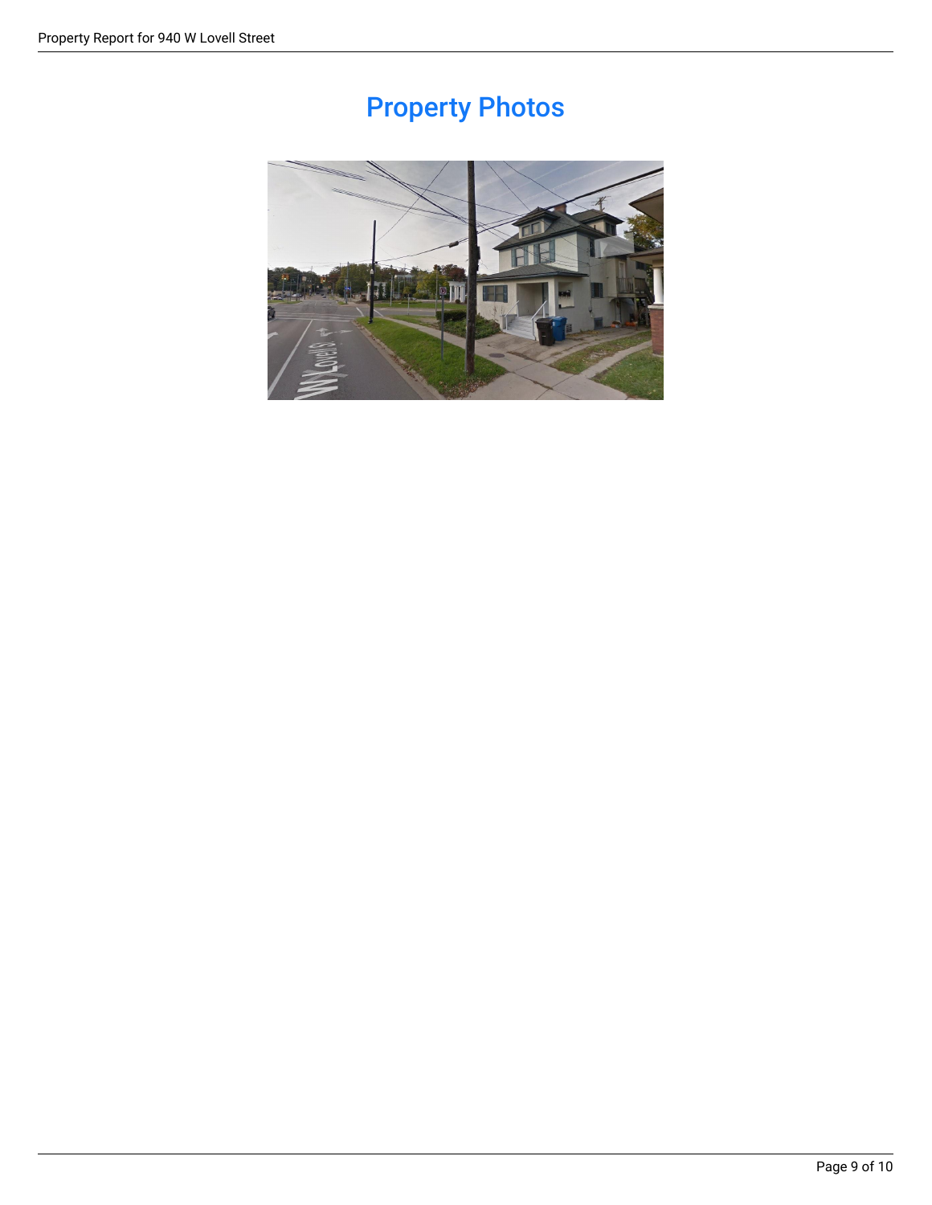# Property Photos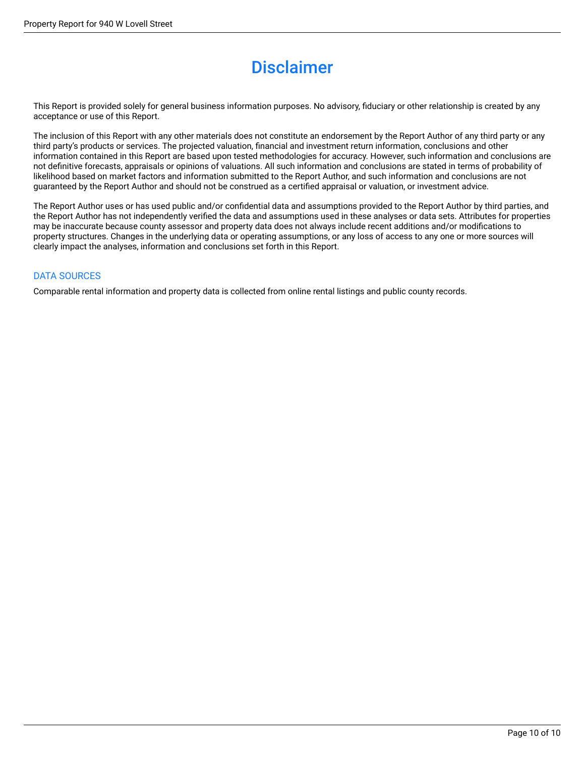# Disclaimer

This Report is provided solely for general business information purposes. No advisory, fiduciary or other relationship is created by any acceptance or use of this Report.

The inclusion of this Report with any other materials does not constitute an endorsement by the Report Author of any third party or any third party's products or services. The projected valuation, financial and investment return information, conclusions and other information contained in this Report are based upon tested methodologies for accuracy. However, such information and conclusions are not definitive forecasts, appraisals or opinions of valuations. All such information and conclusions are stated in terms of probability of likelihood based on market factors and information submitted to the Report Author, and such information and conclusions are not guaranteed by the Report Author and should not be construed as a certified appraisal or valuation, or investment advice.

The Report Author uses or has used public and/or confidential data and assumptions provided to the Report Author by third parties, and the Report Author has not independently verified the data and assumptions used in these analyses or data sets. Attributes for properties may be inaccurate because county assessor and property data does not always include recent additions and/or modifications to property structures. Changes in the underlying data or operating assumptions, or any loss of access to any one or more sources will clearly impact the analyses, information and conclusions set forth in this Report.

## DATA SOURCES

Comparable rental information and property data is collected from online rental listings and public county records.